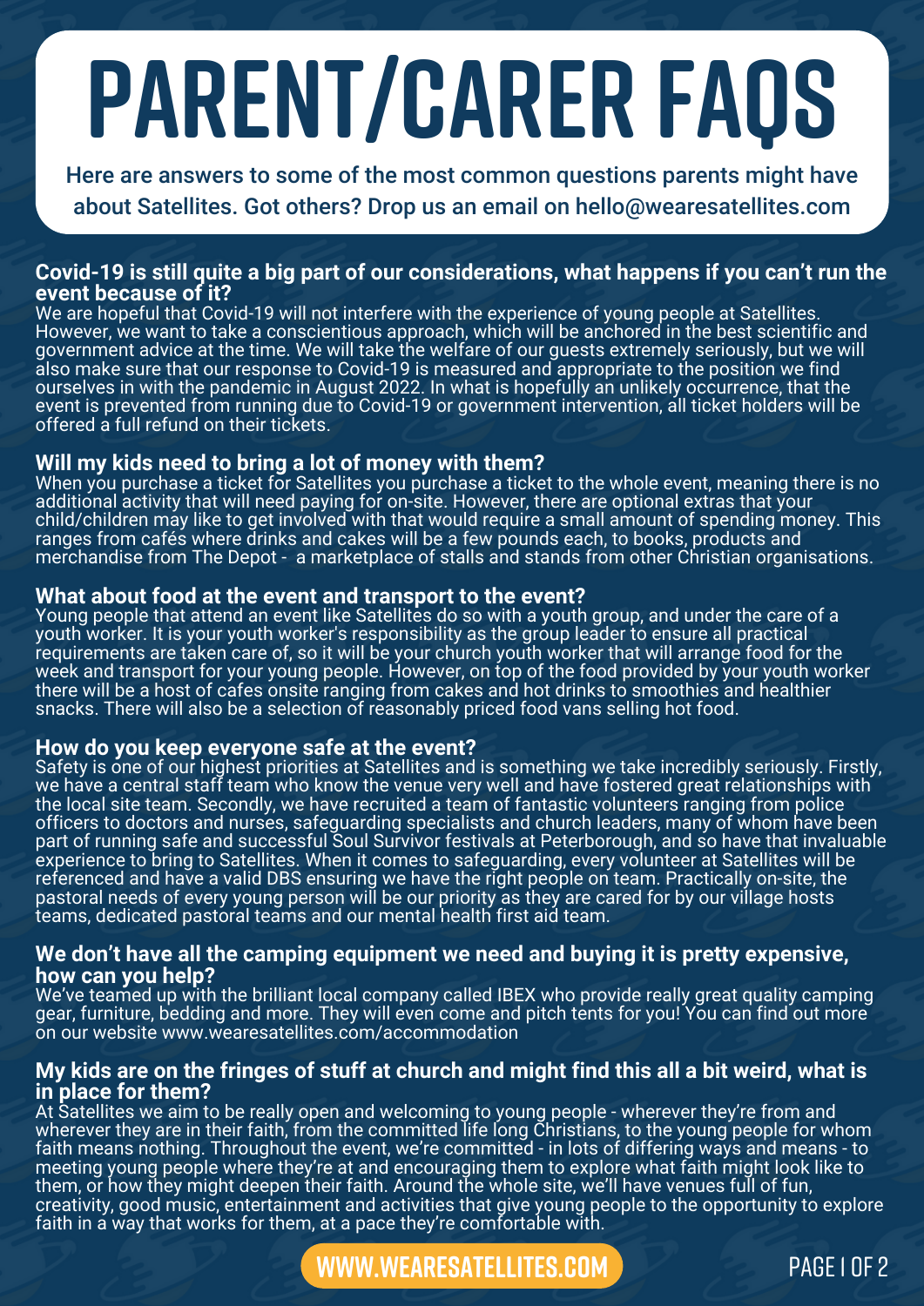# PARENT/CARER FAQS

Here are answers to some of the most common questions parents might have about Satellites. Got others? Drop us an email on hello@wearesatellites.com

### Covid-19 is still quite a big part of our considerations, what happens if you can't run the event because of it?

We are hopeful that Covid-19 will not interfere with the experience of young people at Satellites. However, we want to take a conscientious approach, which will be anchored in the best scientific and government advice at the time. We will take the welfare of our guests extremely seriously, but we will also make sure that our response to Covid-19 is measured and appropriate to the position we find ourselves in with the pandemic in August 2022. In what is hopefully an unlikely occurrence, that the event is prevented from running due to Covid-19 or government intervention, all ticket holders will be offered a full refund on their tickets.

### Will my kids need to bring a lot of money with them?

When you purchase a ticket for Satellites you purchase a ticket to the whole event, meaning there is no additional activity that will need paying for on-site. However, there are optional extras that your child/children may like to get involved with that would require a small amount of spending money. This ranges from cafés where drinks and cakes will be a few pounds each, to books, products and merchandise from The Depot - a marketplace of stalls and stands from other Christian organisations.

### What about food at the event and transport to the event?

Young people that attend an event like Satellites do so with a youth group, and under the care of a youth worker. It is your youth worker's responsibility as the group leader to ensure all practical requirements are taken care of, so it will be your church youth worker that will arrange food for the week and transport for your young people. However, on top of the food provided by your youth worker there will be a host of cafes onsite ranging from cakes and hot drinks to smoothies and healthier snacks. There will also be a selection of reasonably priced food vans selling hot food.

### How do you keep everyone safe at the event?

Safety is one of our highest priorities at Satellites and is something we take incredibly seriously. Firstly, we have a central staff team who know the venue very well and have fostered great relationships with the local site team. Secondly, we have recruited a team of fantastic volunteers ranging from police officers to doctors and nurses, safeguarding specialists and church leaders, many of whom have been part of running safe and successful Soul Survivor festivals at Peterborough, and so have that invaluable experience to bring to Satellites. When it comes to safeguarding, every volunteer at Satellites will be referenced and have a valid DBS ensuring we have the right people on team. Practically on-site, the pastoral needs of every young person will be our priority as they are cared for by our village hosts teams, dedicated pastoral teams and our mental health first aid team.

### We don't have all the camping equipment we need and buying it is pretty expensive, how can you help?

We've teamed up with the brilliant local company called IBEX who provide really great quality camping gear, furniture, bedding and more. They will even come and pitch tents for you! You can find out more on our website www.wearesatellites.com/accommodation

### My kids are on the fringes of stuff at church and might find this all a bit weird, what is in place for them?

At Satellites we aim to be really open and welcoming to young people - wherever they're from and wherever they are in their faith, from the committed life long Christians, to the young people for whom faith means nothing. Throughout the event, we're committed - in lots of differing ways and means - to meeting young people where they're at and encouraging them to explore what faith might look like to them, or how they might deepen their faith. Around the whole site, we'll have venues full of fun, creativity, good music, entertainment and activities that give young people to the opportunity to explore faith in a way that works for them, at a pace they're comfortable with.

WWW.WEARESATELLITES.COM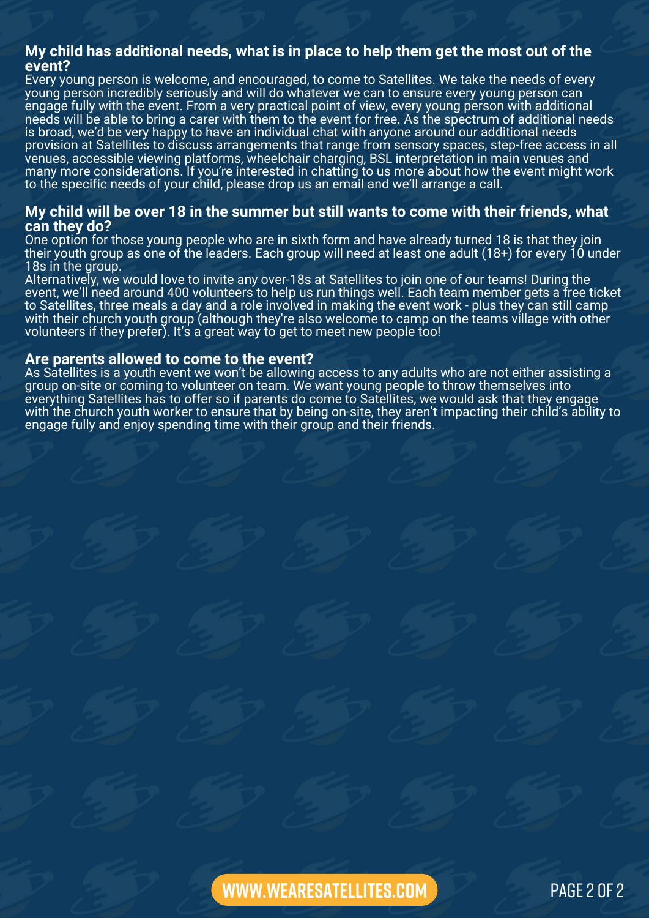### My child has additional needs, what is in place to help them get the most out of the event?

Every young person is welcome, and encouraged, to come to Satellites. We take the needs of every young person incredibly seriously and will do whatever we can to ensure every young person can engage fully with the event. From a very practical point of view, every young person with additional needs will be able to bring a carer with them to the event for free. As the spectrum of additional needs is broad, we'd be very happy to have an individual chat with anyone around our additional needs provision at Satellites to discuss arrangements that range from sensory spaces, step-free access in all venues, accessible viewing platforms, wheelchair charging, BSL interpretation in main venues and many more considerations. If you're interested in chatting to us more about how the event might work to the specific needs of your child, please drop us an email and we'll arrange a call.

### My child will be over 18 in the summer but still wants to come with their friends, what can they do?

One option for those young people who are in sixth form and have already turned 18 is that they join their youth group as one of the leaders. Each group will need at least one adult (18+) for every 10 under 18s in the group.

Alternatively, we would love to invite any over-18s at Satellites to join one of our teams! During the event, we'll need around 400 volunteers to help us run things well. Each team member gets a free ticket to Satellites, three meals a day and a role involved in making the event work - plus they can still camp with their church youth group (although they're also welcome to camp on the teams village with other volunteers if they prefer). It's a great way to get to meet new people too!

### Are parents allowed to come to the event?

As Satellites is a youth event we won't be allowing access to any adults who are not either assisting a group on-site or coming to volunteer on team. We want young people to throw themselves into everything Satellites has to offer so if parents do come to Satellites, we would ask that they engage with the church youth worker to ensure that by being on-site, they aren't impacting their child's ability to engage fully and enjoy spending time with their group and their friends.

**WWW.WEARESATELLITES.COM**